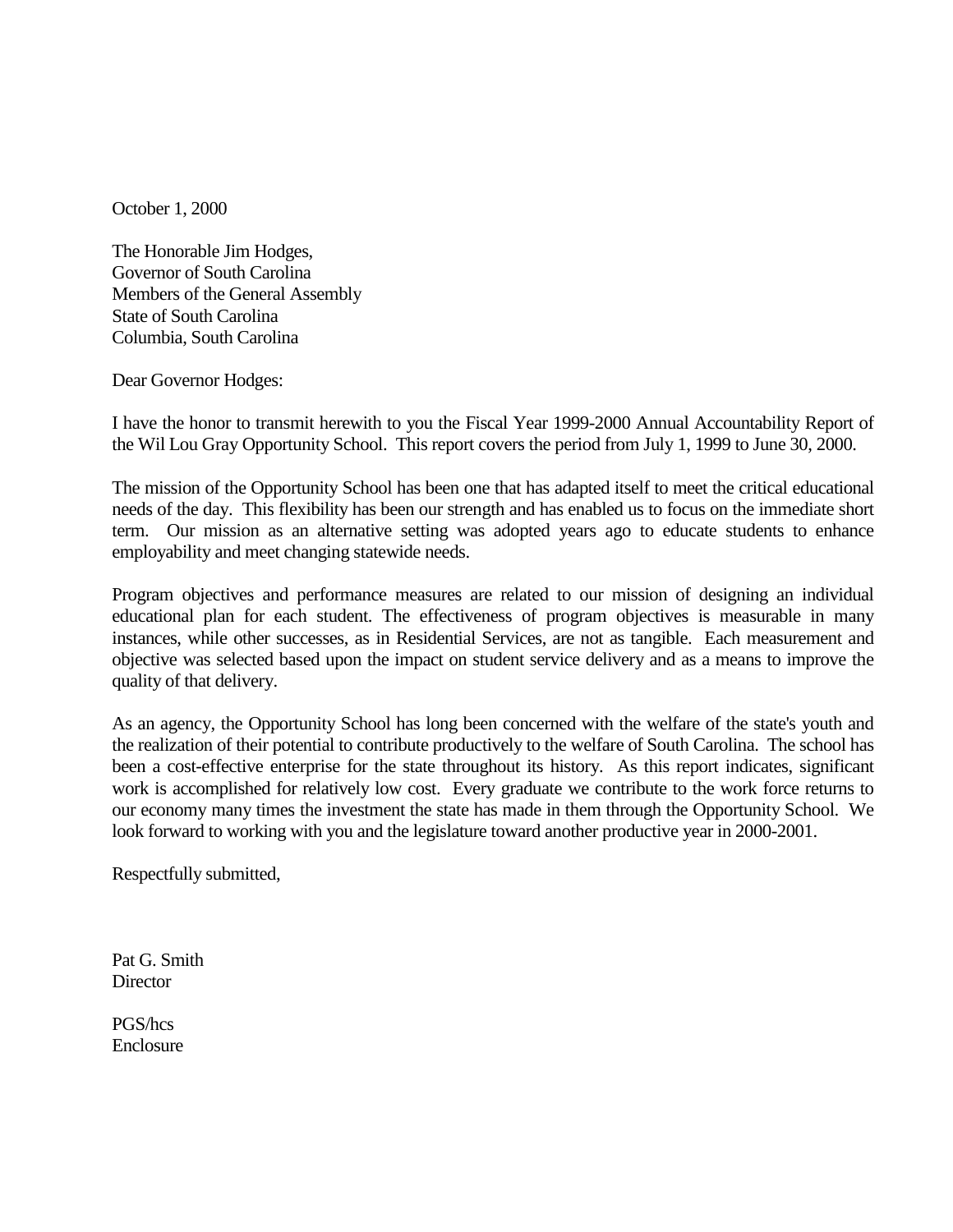October 1, 2000

The Honorable Jim Hodges,  
Governor of South Carolina  
Members of the General Assembly  
State of South Carolina  
Columbia, South Carolina

Dear Governor Hodges:

I have the honor to transmit herewith to you the Fiscal Year 1999-2000 Annual Accountability Report of the Wil Lou Gray Opportunity School. This report covers the period from July 1, 1999 to June 30, 2000.

The mission of the Opportunity School has been one that has adapted itself to meet the critical educational needs of the day. This flexibility has been our strength and has enabled us to focus on the immediate short term. Our mission as an alternative setting was adopted years ago to educate students to enhance employability and meet changing statewide needs.

Program objectives and performance measures are related to our mission of designing an individual educational plan for each student. The effectiveness of program objectives is measurable in many instances, while other successes, as in Residential Services, are not as tangible. Each measurement and objective was selected based upon the impact on student service delivery and as a means to improve the quality of that delivery.

As an agency, the Opportunity School has long been concerned with the welfare of the state's youth and the realization of their potential to contribute productively to the welfare of South Carolina. The school has been a cost-effective enterprise for the state throughout its history. As this report indicates, significant work is accomplished for relatively low cost. Every graduate we contribute to the work force returns to our economy many times the investment the state has made in them through the Opportunity School. We look forward to working with you and the legislature toward another productive year in 2000-2001.

Respectfully submitted,

Pat G. Smith  
Director

PGS/hcs  
Enclosure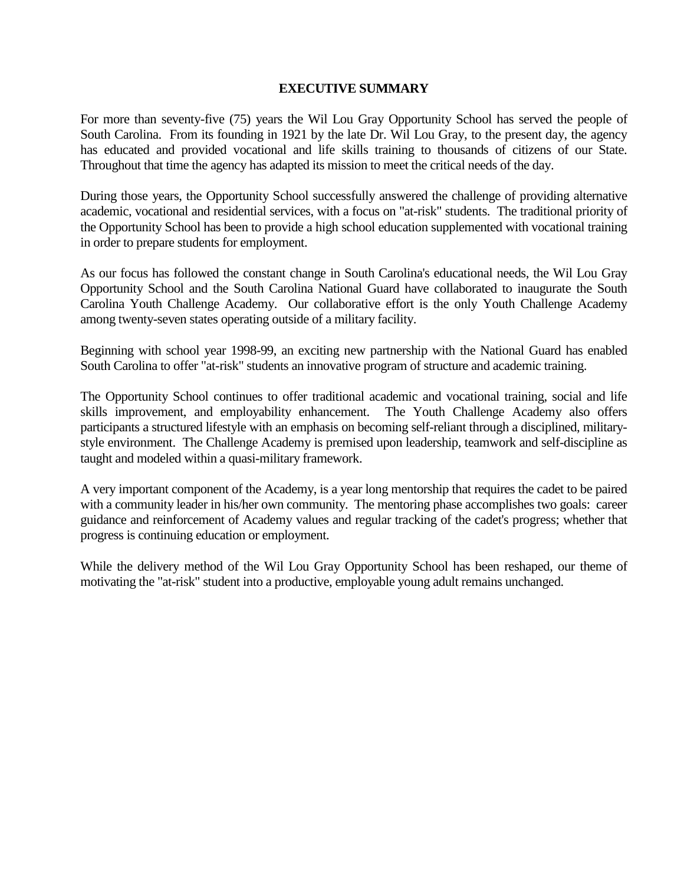## EXECUTIVE SUMMARY

For more than seventy-five (75) years the Wil Lou Gray Opportunity School has served the people of South Carolina. From its founding in 1921 by the late Dr. Wil Lou Gray, to the present day, the agency has educated and provided vocational and life skills training to thousands of citizens of our State. Throughout that time the agency has adapted its mission to meet the critical needs of the day.

During those years, the Opportunity School successfully answered the challenge of providing alternative academic, vocational and residential services, with a focus on "at-risk" students. The traditional priority of the Opportunity School has been to provide a high school education supplemented with vocational training in order to prepare students for employment.

As our focus has followed the constant change in South Carolina's educational needs, the Wil Lou Gray Opportunity School and the South Carolina National Guard have collaborated to inaugurate the South Carolina Youth Challenge Academy. Our collaborative effort is the only Youth Challenge Academy among twenty-seven states operating outside of a military facility.

Beginning with school year 1998-99, an exciting new partnership with the National Guard has enabled South Carolina to offer "at-risk" students an innovative program of structure and academic training.

The Opportunity School continues to offer traditional academic and vocational training, social and life skills improvement, and employability enhancement. The Youth Challenge Academy also offers participants a structured lifestyle with an emphasis on becoming self-reliant through a disciplined, military-style environment. The Challenge Academy is premised upon leadership, teamwork and self-discipline as taught and modeled within a quasi-military framework.

A very important component of the Academy, is a year long mentorship that requires the cadet to be paired with a community leader in his/her own community. The mentoring phase accomplishes two goals: career guidance and reinforcement of Academy values and regular tracking of the cadet's progress; whether that progress is continuing education or employment.

While the delivery method of the Wil Lou Gray Opportunity School has been reshaped, our theme of motivating the "at-risk" student into a productive, employable young adult remains unchanged.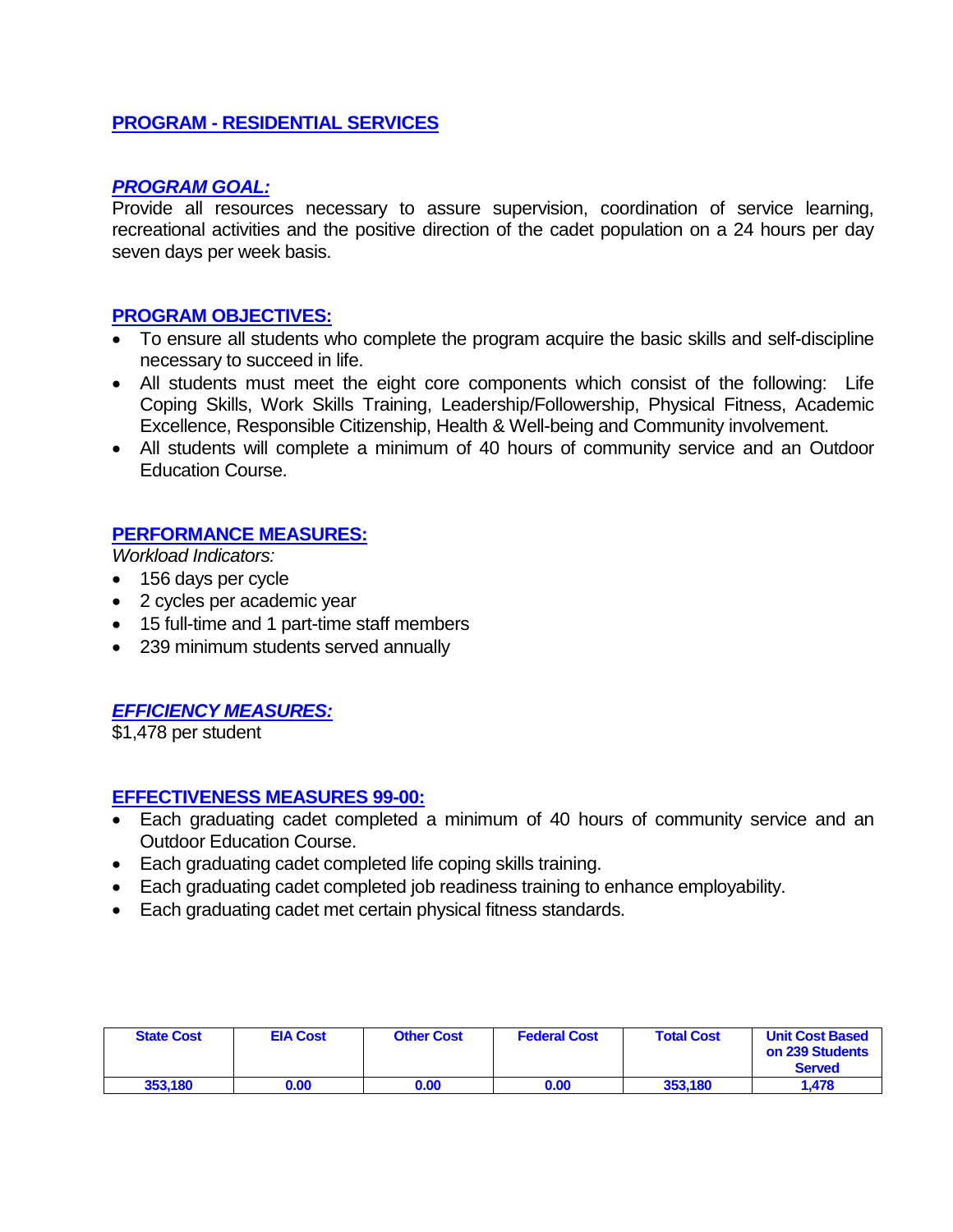## PROGRAM - RESIDENTIAL SERVICES

### *PROGRAM GOAL:*

Provide all resources necessary to assure supervision, coordination of service learning, recreational activities and the positive direction of the cadet population on a 24 hours per day seven days per week basis.

### PROGRAM OBJECTIVES:

- To ensure all students who complete the program acquire the basic skills and self-discipline necessary to succeed in life.
- All students must meet the eight core components which consist of the following: Life Coping Skills, Work Skills Training, Leadership/Followership, Physical Fitness, Academic Excellence, Responsible Citizenship, Health & Well-being and Community involvement.
- All students will complete a minimum of 40 hours of community service and an Outdoor Education Course.

### PERFORMANCE MEASURES:

*Workload Indicators:*

- 156 days per cycle
- 2 cycles per academic year
- 15 full-time and 1 part-time staff members
- 239 minimum students served annually

### *EFFICIENCY MEASURES:*

$1,478 per student

### EFFECTIVENESS MEASURES 99-00:

- Each graduating cadet completed a minimum of 40 hours of community service and an Outdoor Education Course.
- Each graduating cadet completed life coping skills training.
- Each graduating cadet completed job readiness training to enhance employability.
- Each graduating cadet met certain physical fitness standards.

| State Cost | EIA Cost | Other Cost | Federal Cost | Total Cost | Unit Cost Based on 239 Students Served |
|---|---|---|---|---|---|
| 353,180 | 0.00 | 0.00 | 0.00 | 353,180 | 1,478 |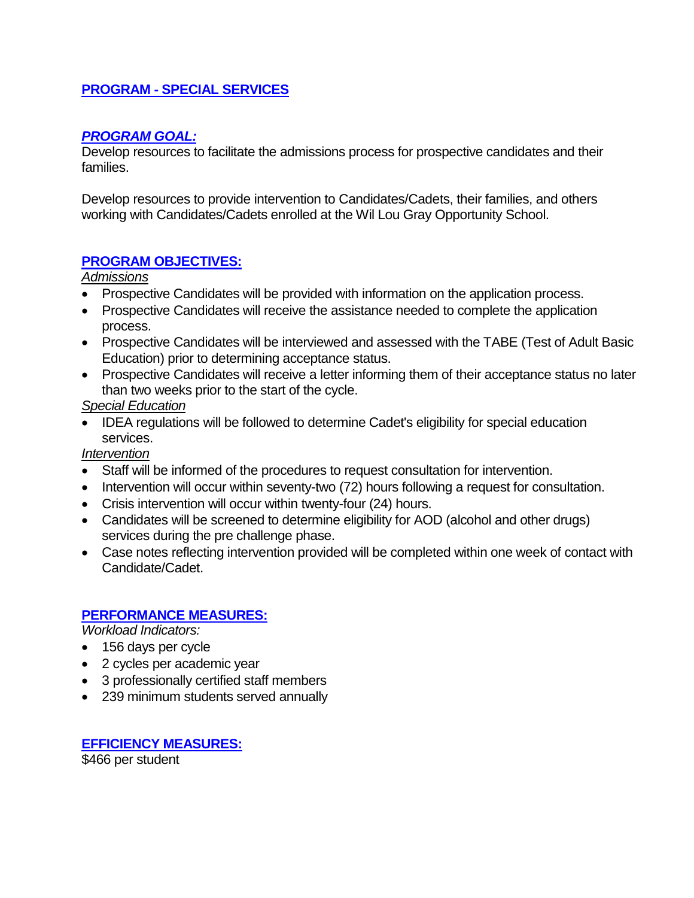## PROGRAM - SPECIAL SERVICES

### *PROGRAM GOAL:*

Develop resources to facilitate the admissions process for prospective candidates and their families.

Develop resources to provide intervention to Candidates/Cadets, their families, and others working with Candidates/Cadets enrolled at the Wil Lou Gray Opportunity School.

### PROGRAM OBJECTIVES:

*Admissions*

- Prospective Candidates will be provided with information on the application process.
- Prospective Candidates will receive the assistance needed to complete the application process.
- Prospective Candidates will be interviewed and assessed with the TABE (Test of Adult Basic Education) prior to determining acceptance status.
- Prospective Candidates will receive a letter informing them of their acceptance status no later than two weeks prior to the start of the cycle.

*Special Education*

- IDEA regulations will be followed to determine Cadet's eligibility for special education services.

*Intervention*

- Staff will be informed of the procedures to request consultation for intervention.
- Intervention will occur within seventy-two (72) hours following a request for consultation.
- Crisis intervention will occur within twenty-four (24) hours.
- Candidates will be screened to determine eligibility for AOD (alcohol and other drugs) services during the pre challenge phase.
- Case notes reflecting intervention provided will be completed within one week of contact with Candidate/Cadet.

### PERFORMANCE MEASURES:

*Workload Indicators:*

- 156 days per cycle
- 2 cycles per academic year
- 3 professionally certified staff members
- 239 minimum students served annually

### EFFICIENCY MEASURES:

$466 per student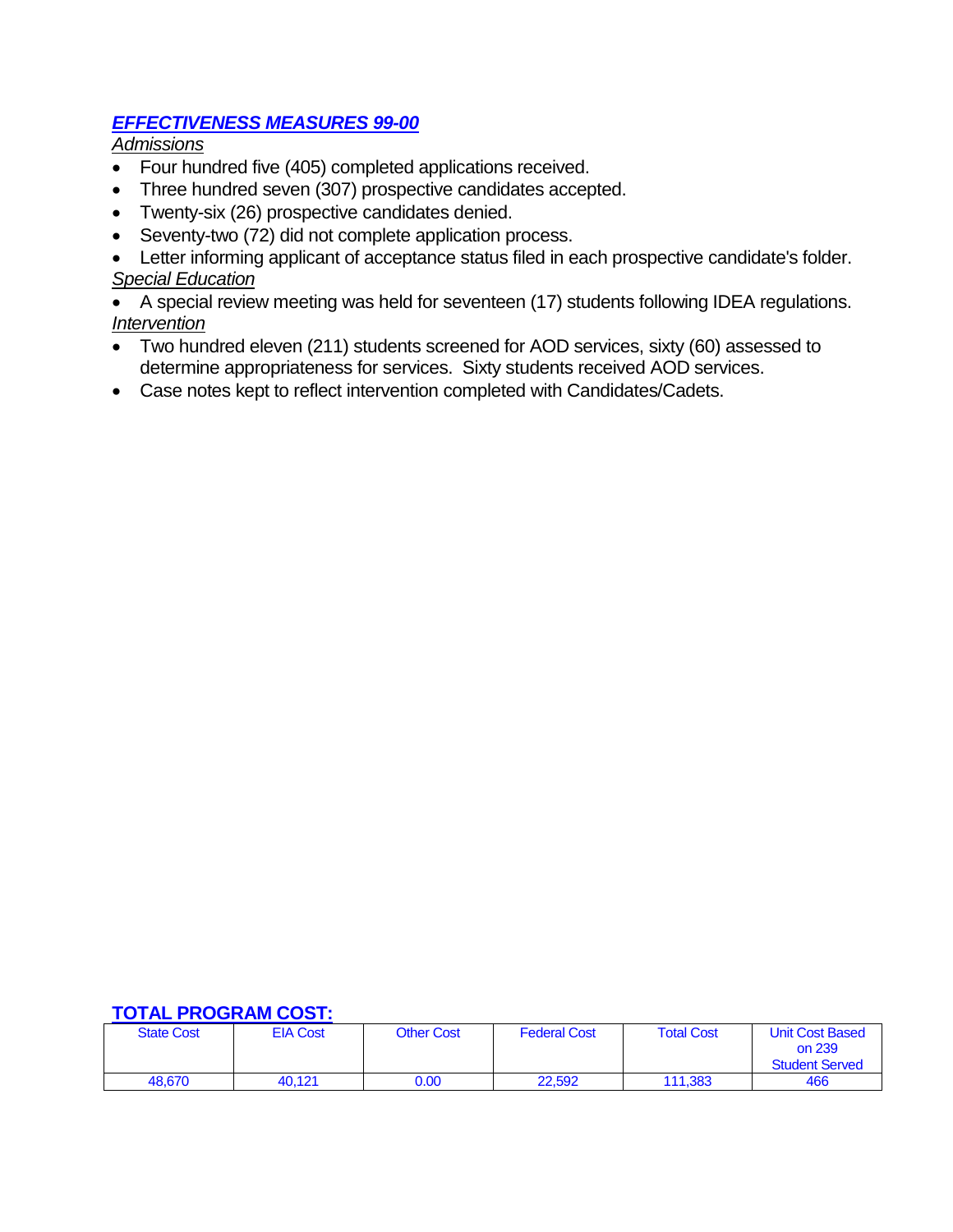## ***EFFECTIVENESS MEASURES 99-00***

*Admissions*

- Four hundred five (405) completed applications received.
- Three hundred seven (307) prospective candidates accepted.
- Twenty-six (26) prospective candidates denied.
- Seventy-two (72) did not complete application process.
- Letter informing applicant of acceptance status filed in each prospective candidate's folder.

*Special Education*

- A special review meeting was held for seventeen (17) students following IDEA regulations.

*Intervention*

- Two hundred eleven (211) students screened for AOD services, sixty (60) assessed to determine appropriateness for services. Sixty students received AOD services.
- Case notes kept to reflect intervention completed with Candidates/Cadets.

## **TOTAL PROGRAM COST:**

| State Cost | EIA Cost | Other Cost | Federal Cost | Total Cost | Unit Cost Based on 239 Student Served |
|---|---|---|---|---|---|
| 48,670 | 40,121 | 0.00 | 22,592 | 111,383 | 466 |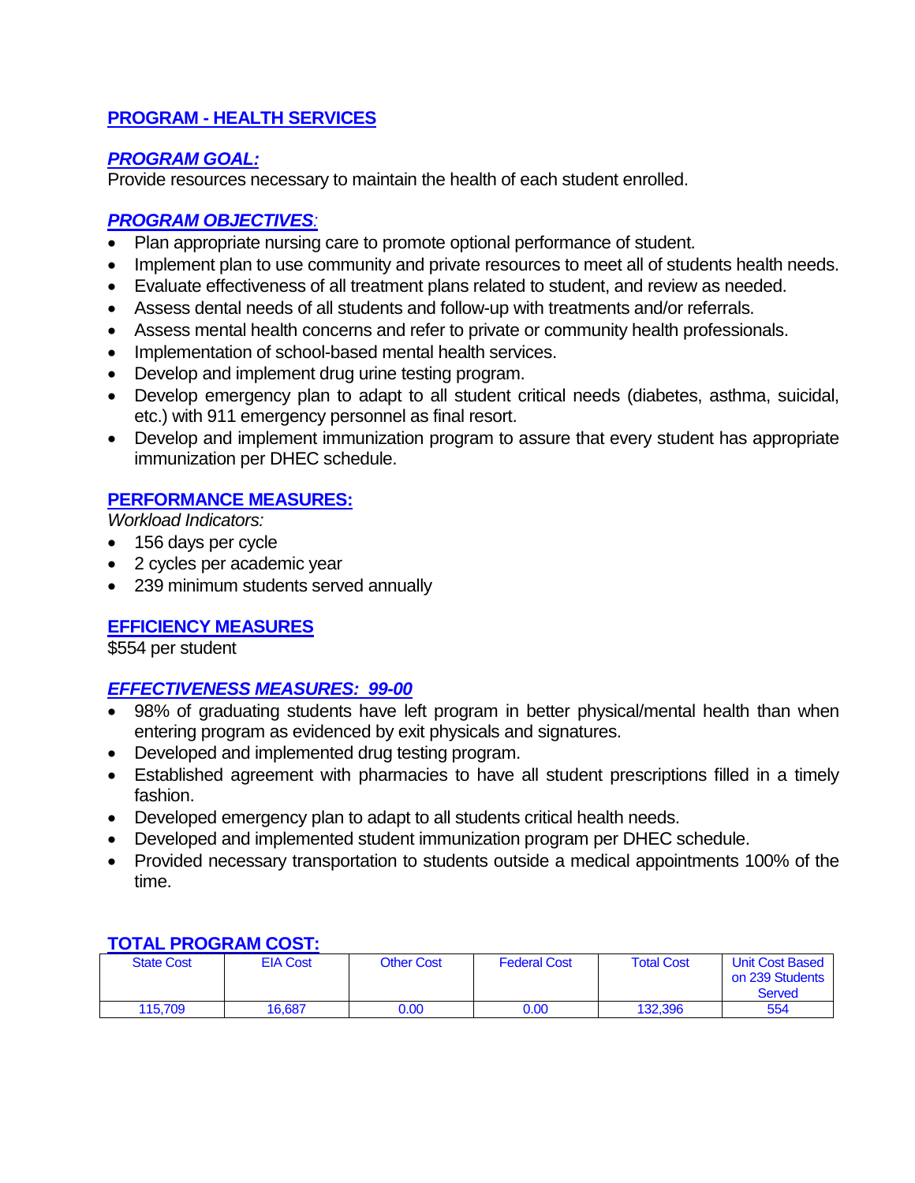## PROGRAM - HEALTH SERVICES

### *PROGRAM GOAL:*

Provide resources necessary to maintain the health of each student enrolled.

### *PROGRAM OBJECTIVES:*

- Plan appropriate nursing care to promote optional performance of student.
- Implement plan to use community and private resources to meet all of students health needs.
- Evaluate effectiveness of all treatment plans related to student, and review as needed.
- Assess dental needs of all students and follow-up with treatments and/or referrals.
- Assess mental health concerns and refer to private or community health professionals.
- Implementation of school-based mental health services.
- Develop and implement drug urine testing program.
- Develop emergency plan to adapt to all student critical needs (diabetes, asthma, suicidal, etc.) with 911 emergency personnel as final resort.
- Develop and implement immunization program to assure that every student has appropriate immunization per DHEC schedule.

### PERFORMANCE MEASURES:

*Workload Indicators:*

- 156 days per cycle
- 2 cycles per academic year
- 239 minimum students served annually

### EFFICIENCY MEASURES

$554 per student

### *EFFECTIVENESS MEASURES: 99-00*

- 98% of graduating students have left program in better physical/mental health than when entering program as evidenced by exit physicals and signatures.
- Developed and implemented drug testing program.
- Established agreement with pharmacies to have all student prescriptions filled in a timely fashion.
- Developed emergency plan to adapt to all students critical health needs.
- Developed and implemented student immunization program per DHEC schedule.
- Provided necessary transportation to students outside a medical appointments 100% of the time.

### TOTAL PROGRAM COST:

| State Cost | EIA Cost | Other Cost | Federal Cost | Total Cost | Unit Cost Based on 239 Students Served |
|---|---|---|---|---|---|
| 115,709 | 16,687 | 0.00 | 0.00 | 132,396 | 554 |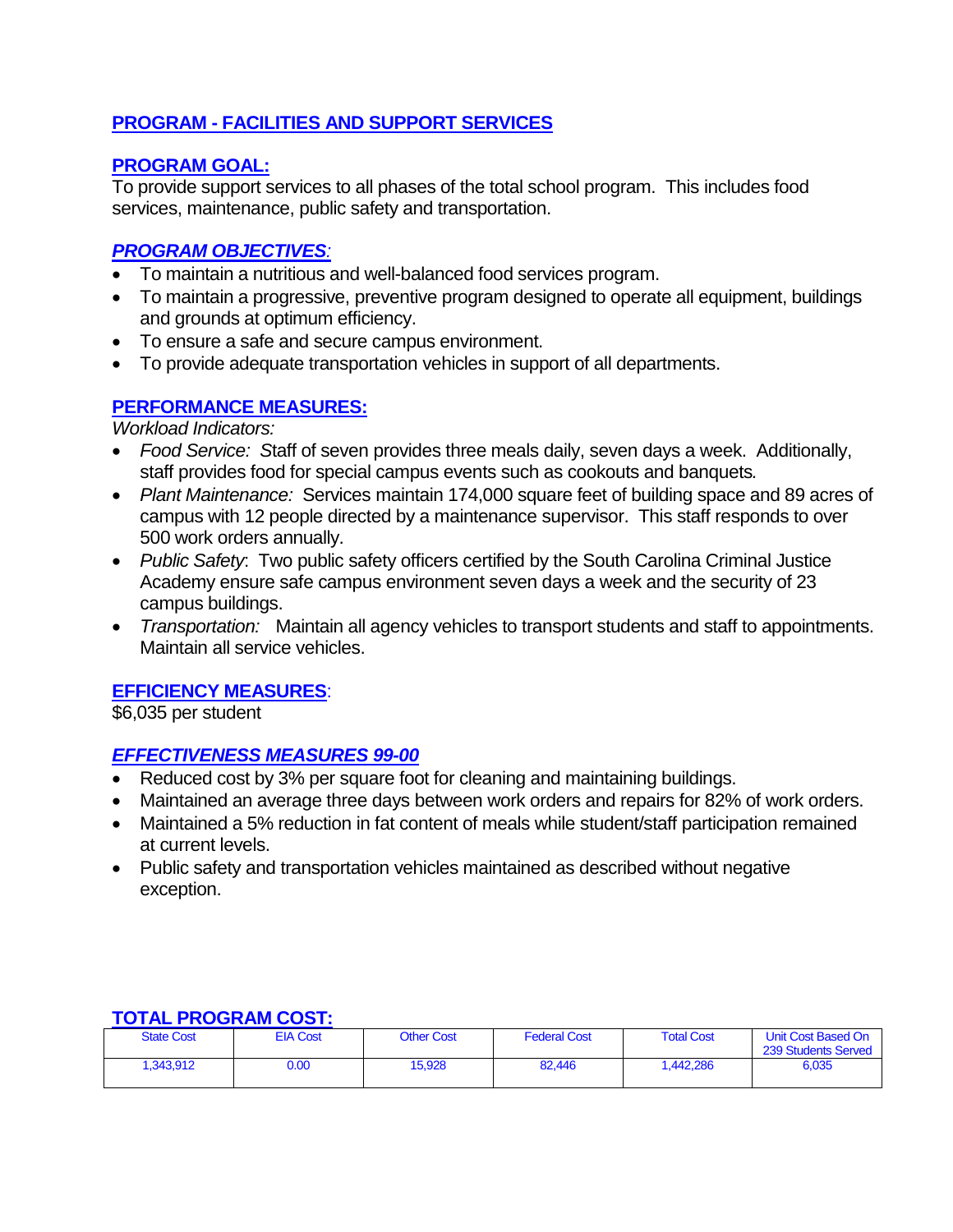## PROGRAM - FACILITIES AND SUPPORT SERVICES

### PROGRAM GOAL:

To provide support services to all phases of the total school program. This includes food services, maintenance, public safety and transportation.

### *PROGRAM OBJECTIVES*:

- To maintain a nutritious and well-balanced food services program.
- To maintain a progressive, preventive program designed to operate all equipment, buildings and grounds at optimum efficiency.
- To ensure a safe and secure campus environment.
- To provide adequate transportation vehicles in support of all departments.

### PERFORMANCE MEASURES:

*Workload Indicators:*

- *Food Service: S*taff of seven provides three meals daily, seven days a week. Additionally, staff provides food for special campus events such as cookouts and banquets*.*
- *Plant Maintenance:* Services maintain 174,000 square feet of building space and 89 acres of campus with 12 people directed by a maintenance supervisor. This staff responds to over 500 work orders annually.
- *Public Safety*: Two public safety officers certified by the South Carolina Criminal Justice Academy ensure safe campus environment seven days a week and the security of 23 campus buildings.
- *Transportation:* Maintain all agency vehicles to transport students and staff to appointments. Maintain all service vehicles.

### EFFICIENCY MEASURES:

$6,035 per student

### *EFFECTIVENESS MEASURES 99-00*

- Reduced cost by 3% per square foot for cleaning and maintaining buildings.
- Maintained an average three days between work orders and repairs for 82% of work orders.
- Maintained a 5% reduction in fat content of meals while student/staff participation remained at current levels.
- Public safety and transportation vehicles maintained as described without negative exception.

### TOTAL PROGRAM COST:

| State Cost | EIA Cost | Other Cost | Federal Cost | Total Cost | Unit Cost Based On 239 Students Served |
|---|---|---|---|---|---|
| 1,343,912 | 0.00 | 15,928 | 82,446 | 1,442,286 | 6,035 |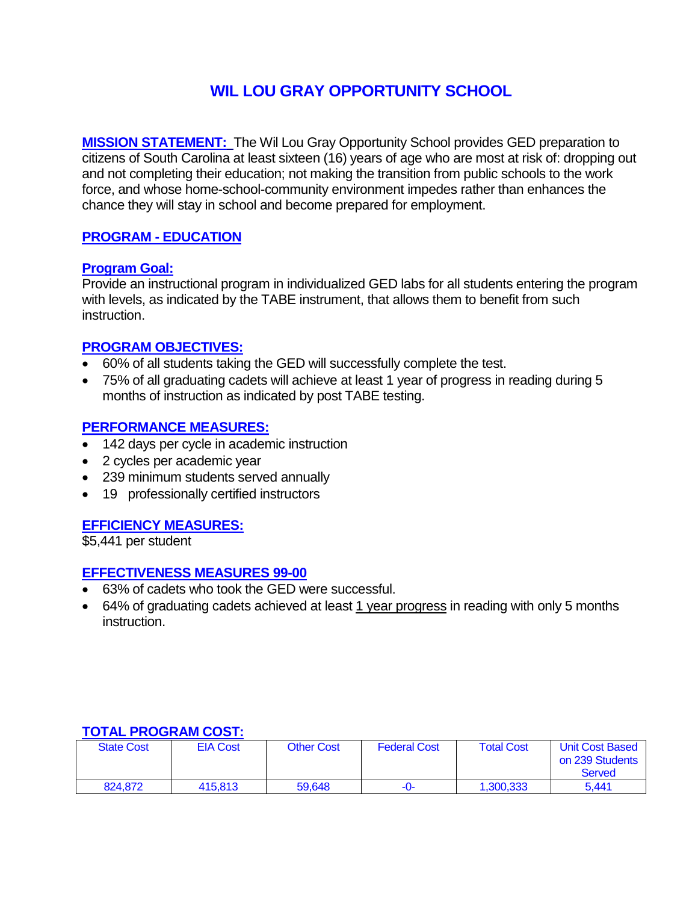# WIL LOU GRAY OPPORTUNITY SCHOOL

**MISSION STATEMENT:** The Wil Lou Gray Opportunity School provides GED preparation to citizens of South Carolina at least sixteen (16) years of age who are most at risk of: dropping out and not completing their education; not making the transition from public schools to the work force, and whose home-school-community environment impedes rather than enhances the chance they will stay in school and become prepared for employment.

## PROGRAM - EDUCATION

### Program Goal:

Provide an instructional program in individualized GED labs for all students entering the program with levels, as indicated by the TABE instrument, that allows them to benefit from such instruction.

### PROGRAM OBJECTIVES:

- 60% of all students taking the GED will successfully complete the test.
- 75% of all graduating cadets will achieve at least 1 year of progress in reading during 5 months of instruction as indicated by post TABE testing.

### PERFORMANCE MEASURES:

- 142 days per cycle in academic instruction
- 2 cycles per academic year
- 239 minimum students served annually
- 19 professionally certified instructors

### EFFICIENCY MEASURES:

$5,441 per student

### EFFECTIVENESS MEASURES 99-00

- 63% of cadets who took the GED were successful.
- 64% of graduating cadets achieved at least 1 year progress in reading with only 5 months instruction.

### TOTAL PROGRAM COST:

| State Cost | EIA Cost | Other Cost | Federal Cost | Total Cost | Unit Cost Based on 239 Students Served |
|---|---|---|---|---|---|
| 824,872 | 415,813 | 59,648 | -0- | 1,300,333 | 5,441 |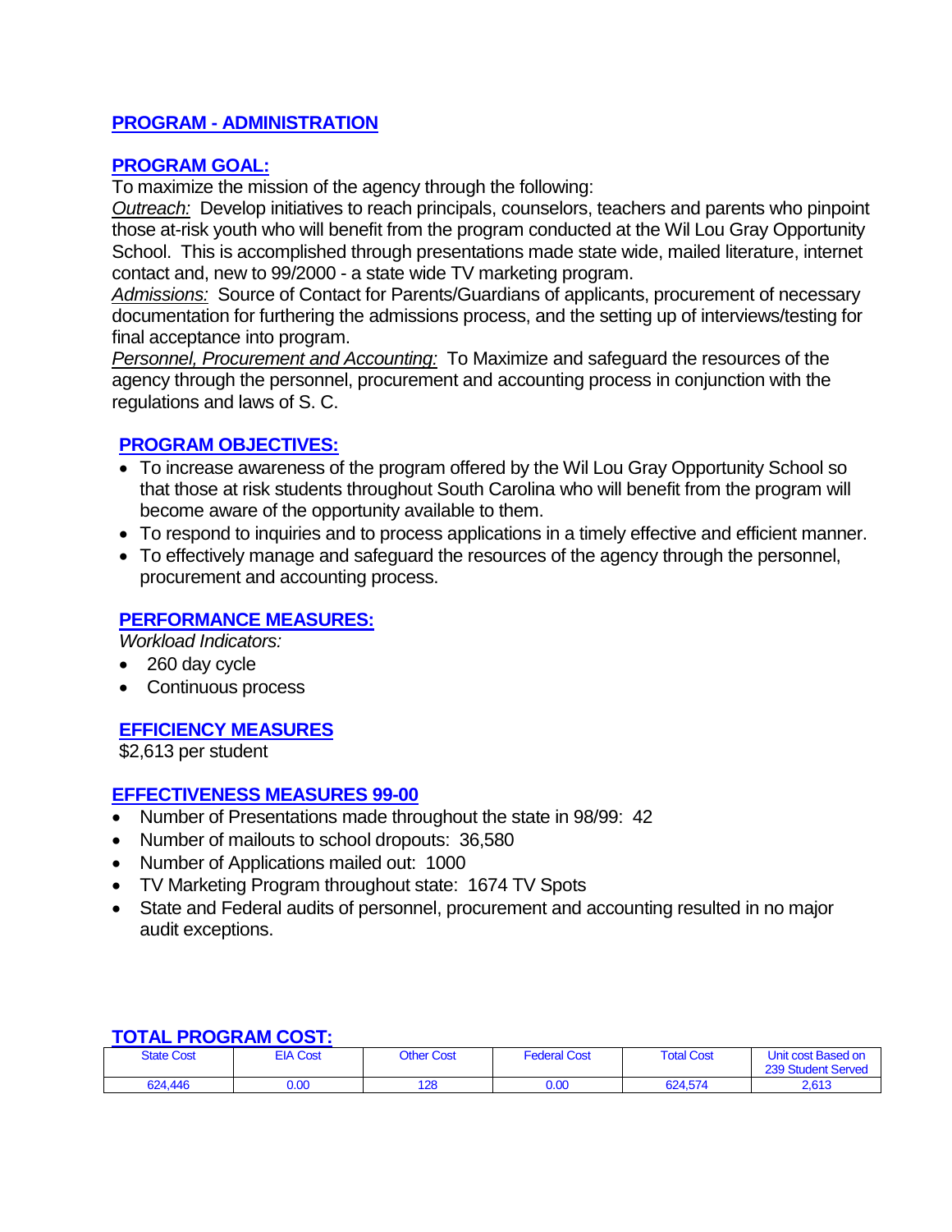## PROGRAM - ADMINISTRATION

### PROGRAM GOAL:

To maximize the mission of the agency through the following:

*Outreach:* Develop initiatives to reach principals, counselors, teachers and parents who pinpoint those at-risk youth who will benefit from the program conducted at the Wil Lou Gray Opportunity School. This is accomplished through presentations made state wide, mailed literature, internet contact and, new to 99/2000 - a state wide TV marketing program.

*Admissions:* Source of Contact for Parents/Guardians of applicants, procurement of necessary documentation for furthering the admissions process, and the setting up of interviews/testing for final acceptance into program.

*Personnel, Procurement and Accounting:* To Maximize and safeguard the resources of the agency through the personnel, procurement and accounting process in conjunction with the regulations and laws of S. C.

### PROGRAM OBJECTIVES:

- To increase awareness of the program offered by the Wil Lou Gray Opportunity School so that those at risk students throughout South Carolina who will benefit from the program will become aware of the opportunity available to them.
- To respond to inquiries and to process applications in a timely effective and efficient manner.
- To effectively manage and safeguard the resources of the agency through the personnel, procurement and accounting process.

### PERFORMANCE MEASURES:

*Workload Indicators:*

- 260 day cycle
- Continuous process

### EFFICIENCY MEASURES

$2,613 per student

### EFFECTIVENESS MEASURES 99-00

- Number of Presentations made throughout the state in 98/99: 42
- Number of mailouts to school dropouts: 36,580
- Number of Applications mailed out: 1000
- TV Marketing Program throughout state: 1674 TV Spots
- State and Federal audits of personnel, procurement and accounting resulted in no major audit exceptions.

### TOTAL PROGRAM COST:

| State Cost | EIA Cost | Other Cost | Federal Cost | Total Cost | Unit cost Based on 239 Student Served |
|---|---|---|---|---|---|
| 624,446 | 0.00 | 128 | 0.00 | 624,574 | 2,613 |